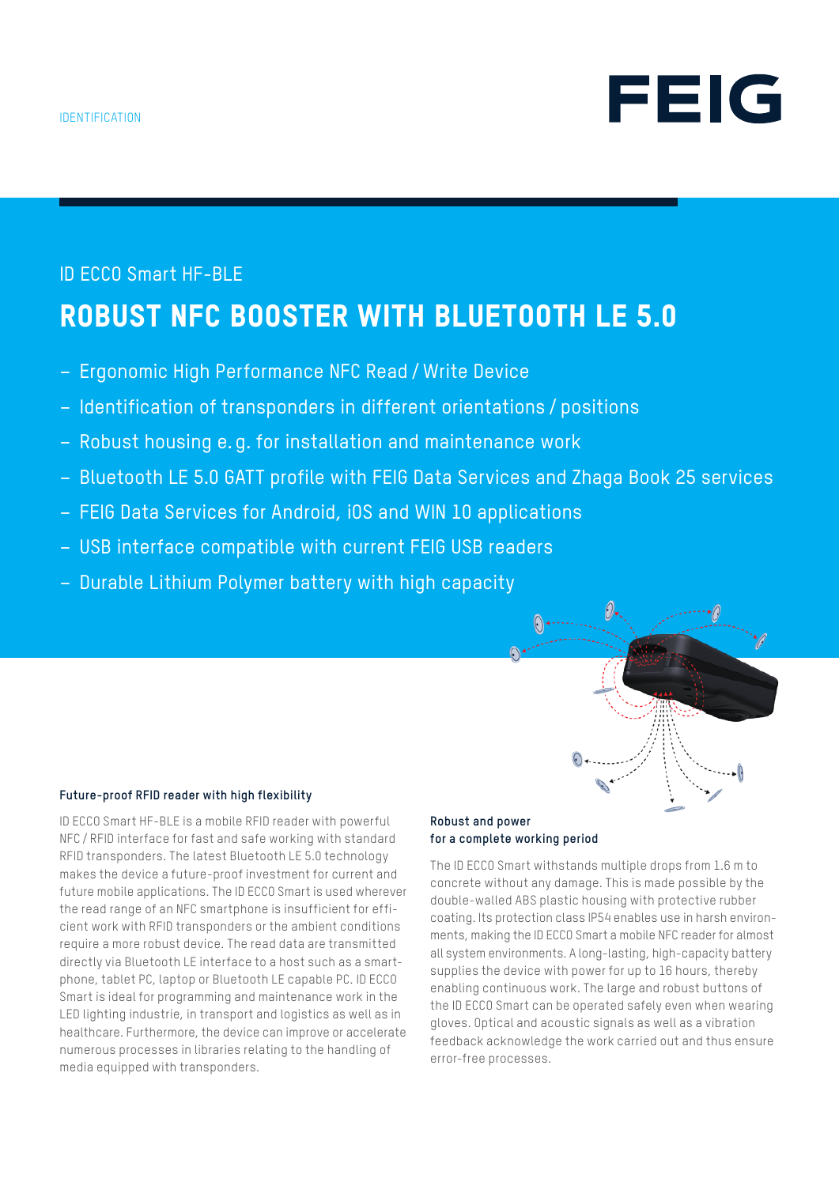IDENTIFICATION

FEIG

ID ECCO Smart HF-BLE

# ROBUST NFC BOOSTER WITH BLUETOOTH LE 5.0

- Ergonomic High Performance NFC Read / Write Device
- Identification of transponders in different orientations / positions
- Robust housing e. g. for installation and maintenance work
- Bluetooth LE 5.0 GATT profile with FEIG Data Services and Zhaga Book 25 services
- FEIG Data Services for Android, iOS and WIN 10 applications
- USB interface compatible with current FEIG USB readers
- Durable Lithium Polymer battery with high capacity

### Future-proof RFID reader with high flexibility

ID ECCO Smart HF-BLE is a mobile RFID reader with powerful NFC / RFID interface for fast and safe working with standard RFID transponders. The latest Bluetooth LE 5.0 technology makes the device a future-proof investment for current and future mobile applications. The ID ECCO Smart is used wherever the read range of an NFC smartphone is insufficient for efficient work with RFID transponders or the ambient conditions require a more robust device. The read data are transmitted directly via Bluetooth LE interface to a host such as a smartphone, tablet PC, laptop or Bluetooth LE capable PC. ID ECCO Smart is ideal for programming and maintenance work in the LED lighting industrie, in transport and logistics as well as in healthcare. Furthermore, the device can improve or accelerate numerous processes in libraries relating to the handling of media equipped with transponders.

### Robust and power for a complete working period

The ID ECCO Smart withstands multiple drops from 1.6 m to concrete without any damage. This is made possible by the double-walled ABS plastic housing with protective rubber coating. Its protection class IP54 enables use in harsh environments, making the ID ECCO Smart a mobile NFC reader for almost all system environments. A long-lasting, high-capacity battery supplies the device with power for up to 16 hours, thereby enabling continuous work. The large and robust buttons of the ID ECCO Smart can be operated safely even when wearing gloves. Optical and acoustic signals as well as a vibration feedback acknowledge the work carried out and thus ensure error-free processes.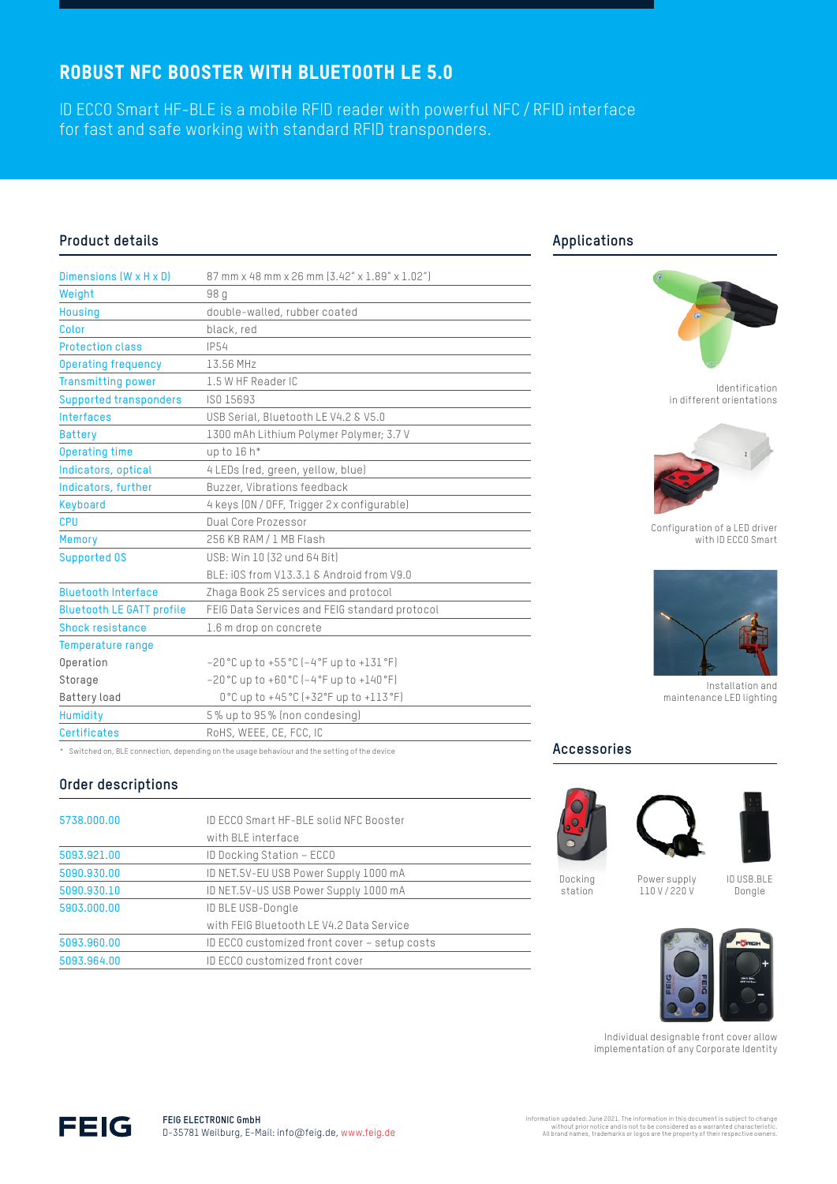## ROBUST NFC BOOSTER WITH BLUETOOTH LE 5.0

ID ECCO Smart HF-BLE is a mobile RFID reader with powerful NFC / RFID interface for fast and safe working with standard RFID transponders.

### Product details

| | |
|---|---|
| Dimensions (W x H x D) | 87 mm x 48 mm x 26 mm (3.42" x 1.89" x 1.02") |
| Weight | 98 g |
| Housing | double-walled, rubber coated |
| Color | black, red |
| Protection class | IP54 |
| Operating frequency | 13.56 MHz |
| Transmitting power | 1.5 W HF Reader IC |
| Supported transponders | ISO 15693 |
| Interfaces | USB Serial, Bluetooth LE V4.2 & V5.0 |
| Battery | 1300 mAh Lithium Polymer Polymer; 3.7 V |
| Operating time | up to 16 h* |
| Indicators, optical | 4 LEDs (red, green, yellow, blue) |
| Indicators, further | Buzzer, Vibrations feedback |
| Keyboard | 4 keys (ON / OFF, Trigger 2 x configurable) |
| CPU | Dual Core Prozessor |
| Memory | 256 KB RAM / 1 MB Flash |
| Supported OS | USB: Win 10 (32 und 64 Bit)<br>BLE: iOS from V13.3.1 & Android from V9.0 |
| Bluetooth Interface | Zhaga Book 25 services and protocol |
| Bluetooth LE GATT profile | FEIG Data Services and FEIG standard protocol |
| Shock resistance | 1.6 m drop on concrete |
| Temperature range | |
| Operation | -20 °C up to +55 °C (-4 °F up to +131 °F) |
| Storage | -20 °C up to +60 °C (-4 °F up to +140 °F) |
| Battery load | 0 °C up to +45 °C (+32°F up to +113 °F) |
| Humidity | 5 % up to 95 % (non condesing) |
| Certificates | RoHS, WEEE, CE, FCC, IC |

\* Switched on, BLE connection, depending on the usage behaviour and the setting of the device

### Order descriptions

| | |
|---|---|
| 5738.000.00 | ID ECCO Smart HF-BLE solid NFC Booster with BLE interface |
| 5093.921.00 | ID Docking Station – ECCO |
| 5090.930.00 | ID NET.5V-EU USB Power Supply 1000 mA |
| 5090.930.10 | ID NET.5V-US USB Power Supply 1000 mA |
| 5903.000.00 | ID BLE USB-Dongle with FEIG Bluetooth LE V4.2 Data Service |
| 5093.960.00 | ID ECCO customized front cover – setup costs |
| 5093.964.00 | ID ECCO customized front cover |

### Applications

Identification in different orientations

Configuration of a LED driver with ID ECCO Smart

Installation and maintenance LED lighting

### Accessories

Docking station

Power supply 110 V / 220 V

ID USB.BLE Dongle

Individual designable front cover allow implementation of any Corporate Identity

FEIG ELECTRONIC GmbH
D-35781 Weilburg, E-Mail: info@feig.de, www.feig.de

Information updated: June 2021. The information in this document is subject to change without prior notice and is not to be considered as a warranted characteristic. All brand names, trademarks or logos are the property of their respective owners.